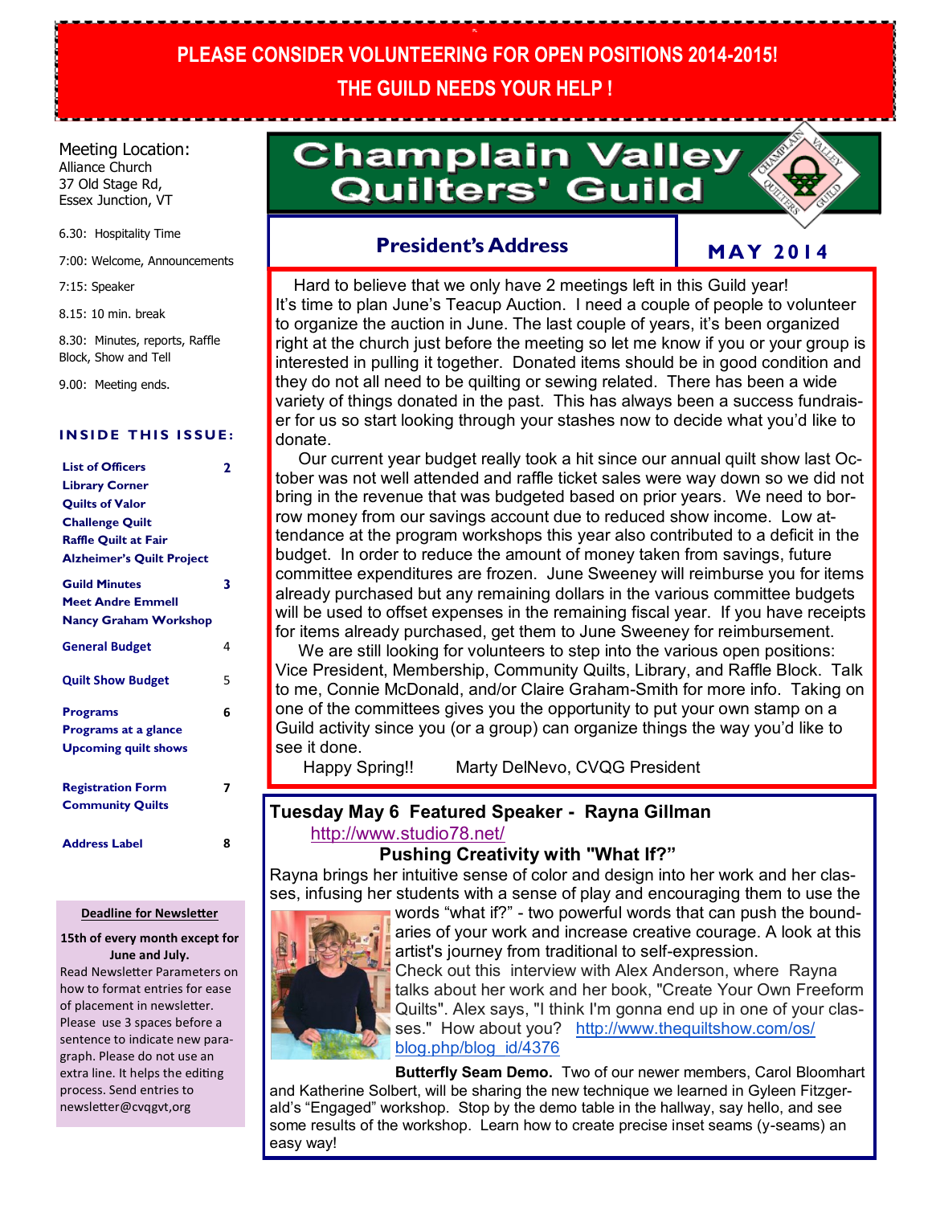**PLEASE CONSIDER VOLUNTEERING FOR OPEN POSITIONS 2014-2015!**

**THE GUILD NEEDS YOUR HELP !**

# Champlain Valley Quilters' Guild

**MAY 2014**

Meeting Location:
Alliance Church
37 Old Stage Rd,
Essex Junction, VT

6.30: Hospitality Time

7:00: Welcome, Announcements

7:15: Speaker

8.15: 10 min. break

8.30: Minutes, reports, Raffle Block, Show and Tell

9.00: Meeting ends.

### INSIDE THIS ISSUE:

| | |
|---|---|
| **List of Officers** | **2** |
| **Library Corner** | |
| **Quilts of Valor** | |
| **Challenge Quilt** | |
| **Raffle Quilt at Fair** | |
| **Alzheimer's Quilt Project** | |
| **Guild Minutes** | **3** |
| **Meet Andre Emmell** | |
| **Nancy Graham Workshop** | |
| **General Budget** | 4 |
| **Quilt Show Budget** | 5 |
| **Programs** | **6** |
| **Programs at a glance** | |
| **Upcoming quilt shows** | |
| **Registration Form** | **7** |
| **Community Quilts** | |
| **Address Label** | **8** |

**Deadline for Newsletter**

**15th of every month except for June and July.**

Read Newsletter Parameters on how to format entries for ease of placement in newsletter. Please use 3 spaces before a sentence to indicate new paragraph. Please do not use an extra line. It helps the editing process. Send entries to newsletter@cvqgvt,org

## President's Address

Hard to believe that we only have 2 meetings left in this Guild year! It's time to plan June's Teacup Auction. I need a couple of people to volunteer to organize the auction in June. The last couple of years, it's been organized right at the church just before the meeting so let me know if you or your group is interested in pulling it together. Donated items should be in good condition and they do not all need to be quilting or sewing related. There has been a wide variety of things donated in the past. This has always been a success fundraiser for us so start looking through your stashes now to decide what you'd like to donate.

Our current year budget really took a hit since our annual quilt show last October was not well attended and raffle ticket sales were way down so we did not bring in the revenue that was budgeted based on prior years. We need to borrow money from our savings account due to reduced show income. Low attendance at the program workshops this year also contributed to a deficit in the budget. In order to reduce the amount of money taken from savings, future committee expenditures are frozen. June Sweeney will reimburse you for items already purchased but any remaining dollars in the various committee budgets will be used to offset expenses in the remaining fiscal year. If you have receipts for items already purchased, get them to June Sweeney for reimbursement.

We are still looking for volunteers to step into the various open positions: Vice President, Membership, Community Quilts, Library, and Raffle Block. Talk to me, Connie McDonald, and/or Claire Graham-Smith for more info. Taking on one of the committees gives you the opportunity to put your own stamp on a Guild activity since you (or a group) can organize things the way you'd like to see it done.

Happy Spring!! Marty DelNevo, CVQG President

## Tuesday May 6 Featured Speaker - Rayna Gillman

http://www.studio78.net/

### Pushing Creativity with "What If?"

Rayna brings her intuitive sense of color and design into her work and her classes, infusing her students with a sense of play and encouraging them to use the words "what if?" - two powerful words that can push the boundaries of your work and increase creative courage. A look at this artist's journey from traditional to self-expression.

Check out this interview with Alex Anderson, where Rayna talks about her work and her book, "Create Your Own Freeform Quilts". Alex says, "I think I'm gonna end up in one of your classes." How about you? http://www.thequiltshow.com/os/blog.php/blog_id/4376

**Butterfly Seam Demo.** Two of our newer members, Carol Bloomhart and Katherine Solbert, will be sharing the new technique we learned in Gyleen Fitzgerald's "Engaged" workshop. Stop by the demo table in the hallway, say hello, and see some results of the workshop. Learn how to create precise inset seams (y-seams) an easy way!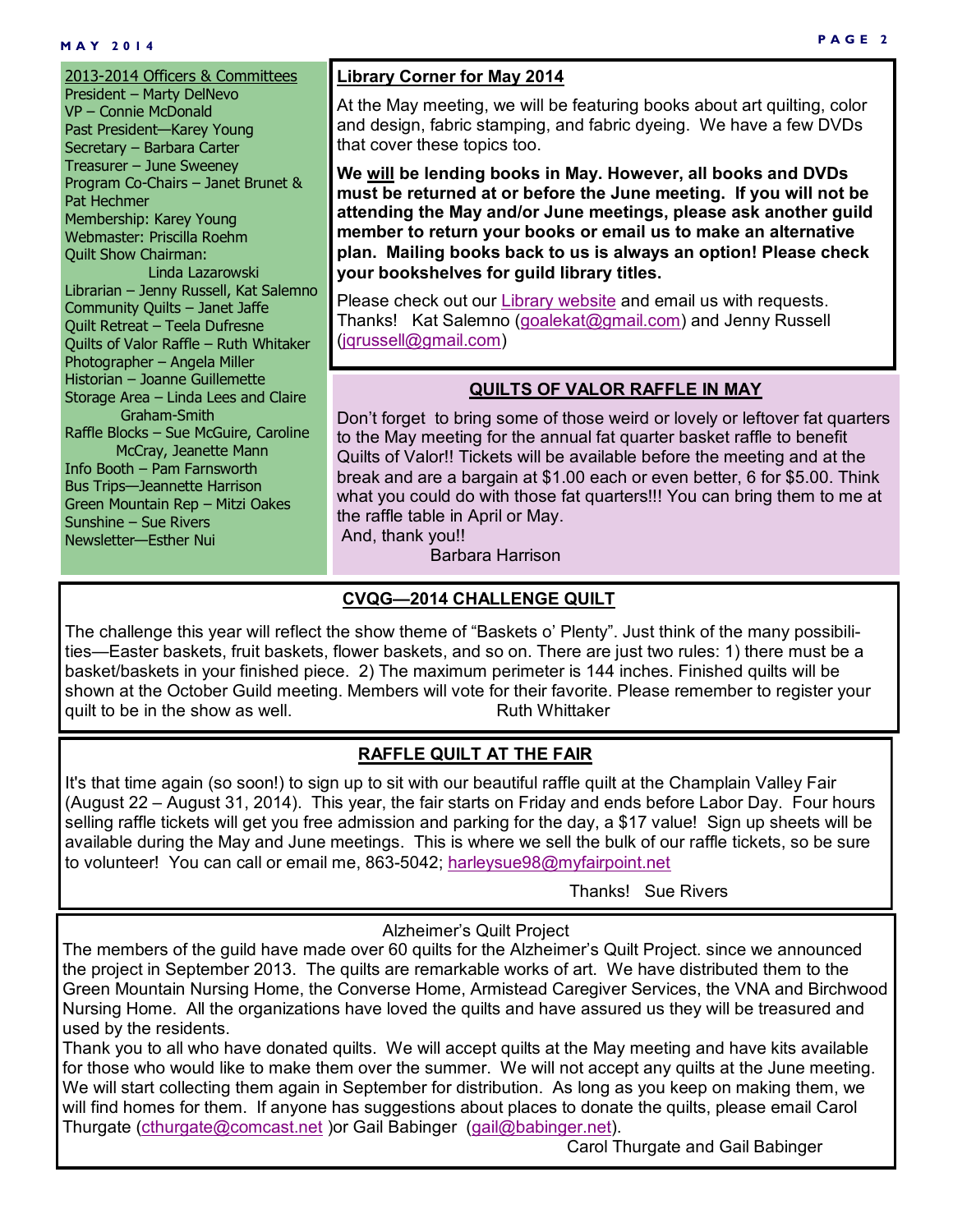## 2013-2014 Officers & Committees

President – Marty DelNevo
VP – Connie McDonald
Past President—Karey Young
Secretary – Barbara Carter
Treasurer – June Sweeney
Program Co-Chairs – Janet Brunet & Pat Hechmer
Membership: Karey Young
Webmaster: Priscilla Roehm
Quilt Show Chairman: Linda Lazarowski
Librarian – Jenny Russell, Kat Salemno
Community Quilts – Janet Jaffe
Quilt Retreat – Teela Dufresne
Quilts of Valor Raffle – Ruth Whitaker
Photographer – Angela Miller
Historian – Joanne Guillemette
Storage Area – Linda Lees and Claire Graham-Smith
Raffle Blocks – Sue McGuire, Caroline McCray, Jeanette Mann
Info Booth – Pam Farnsworth
Bus Trips—Jeannette Harrison
Green Mountain Rep – Mitzi Oakes
Sunshine – Sue Rivers
Newsletter—Esther Nui

## Library Corner for May 2014

At the May meeting, we will be featuring books about art quilting, color and design, fabric stamping, and fabric dyeing. We have a few DVDs that cover these topics too.

**We will be lending books in May. However, all books and DVDs must be returned at or before the June meeting. If you will not be attending the May and/or June meetings, please ask another guild member to return your books or email us to make an alternative plan. Mailing books back to us is always an option! Please check your bookshelves for guild library titles.**

Please check out our Library website and email us with requests. Thanks! Kat Salemno (goalekat@gmail.com) and Jenny Russell (jqrussell@gmail.com)

## QUILTS OF VALOR RAFFLE IN MAY

Don't forget to bring some of those weird or lovely or leftover fat quarters to the May meeting for the annual fat quarter basket raffle to benefit Quilts of Valor!! Tickets will be available before the meeting and at the break and are a bargain at $1.00 each or even better, 6 for $5.00. Think what you could do with those fat quarters!!! You can bring them to me at the raffle table in April or May.
And, thank you!!
Barbara Harrison

## CVQG—2014 CHALLENGE QUILT

The challenge this year will reflect the show theme of "Baskets o' Plenty". Just think of the many possibilities—Easter baskets, fruit baskets, flower baskets, and so on. There are just two rules: 1) there must be a basket/baskets in your finished piece. 2) The maximum perimeter is 144 inches. Finished quilts will be shown at the October Guild meeting. Members will vote for their favorite. Please remember to register your quilt to be in the show as well. Ruth Whittaker

## RAFFLE QUILT AT THE FAIR

It's that time again (so soon!) to sign up to sit with our beautiful raffle quilt at the Champlain Valley Fair (August 22 – August 31, 2014). This year, the fair starts on Friday and ends before Labor Day. Four hours selling raffle tickets will get you free admission and parking for the day, a $17 value! Sign up sheets will be available during the May and June meetings. This is where we sell the bulk of our raffle tickets, so be sure to volunteer! You can call or email me, 863-5042; harleysue98@myfairpoint.net

Thanks! Sue Rivers

## Alzheimer's Quilt Project

The members of the guild have made over 60 quilts for the Alzheimer's Quilt Project. since we announced the project in September 2013. The quilts are remarkable works of art. We have distributed them to the Green Mountain Nursing Home, the Converse Home, Armistead Caregiver Services, the VNA and Birchwood Nursing Home. All the organizations have loved the quilts and have assured us they will be treasured and used by the residents.

Thank you to all who have donated quilts. We will accept quilts at the May meeting and have kits available for those who would like to make them over the summer. We will not accept any quilts at the June meeting. We will start collecting them again in September for distribution. As long as you keep on making them, we will find homes for them. If anyone has suggestions about places to donate the quilts, please email Carol Thurgate (cthurgate@comcast.net )or Gail Babinger (gail@babinger.net).

Carol Thurgate and Gail Babinger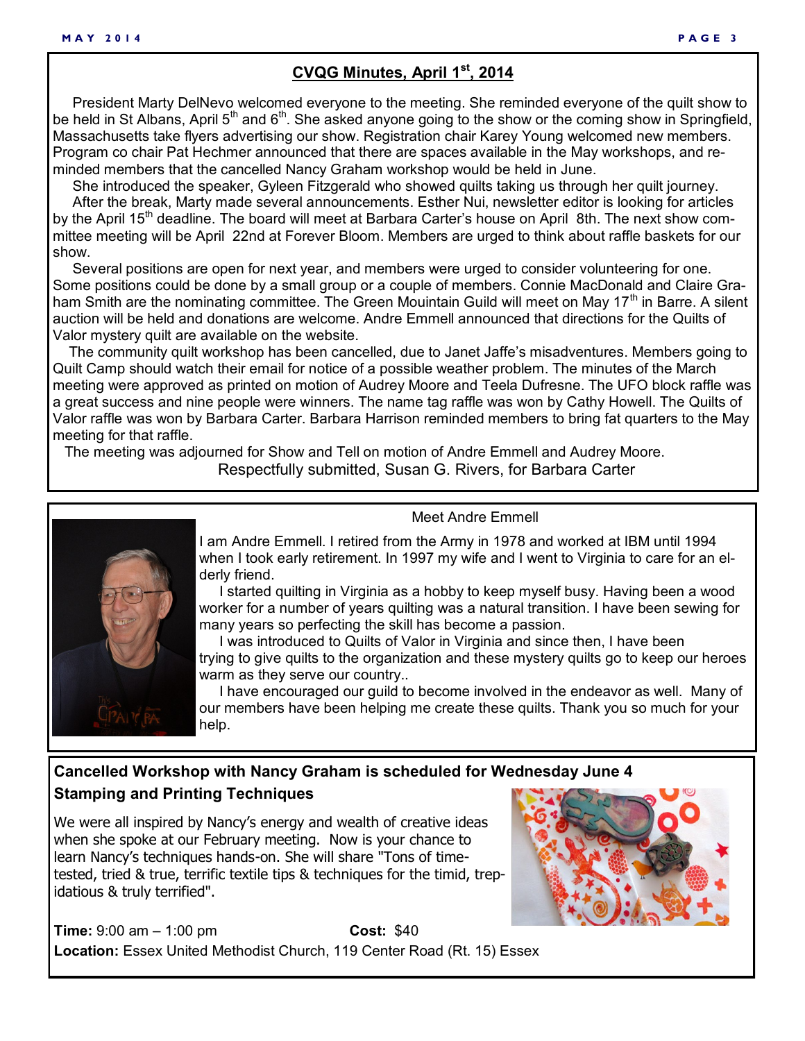## CVQG Minutes, April 1st, 2014

President Marty DelNevo welcomed everyone to the meeting. She reminded everyone of the quilt show to be held in St Albans, April 5th and 6th. She asked anyone going to the show or the coming show in Springfield, Massachusetts take flyers advertising our show. Registration chair Karey Young welcomed new members. Program co chair Pat Hechmer announced that there are spaces available in the May workshops, and reminded members that the cancelled Nancy Graham workshop would be held in June.

She introduced the speaker, Gyleen Fitzgerald who showed quilts taking us through her quilt journey.

After the break, Marty made several announcements. Esther Nui, newsletter editor is looking for articles by the April 15th deadline. The board will meet at Barbara Carter's house on April 8th. The next show committee meeting will be April 22nd at Forever Bloom. Members are urged to think about raffle baskets for our show.

Several positions are open for next year, and members were urged to consider volunteering for one. Some positions could be done by a small group or a couple of members. Connie MacDonald and Claire Graham Smith are the nominating committee. The Green Mouintain Guild will meet on May 17th in Barre. A silent auction will be held and donations are welcome. Andre Emmell announced that directions for the Quilts of Valor mystery quilt are available on the website.

The community quilt workshop has been cancelled, due to Janet Jaffe's misadventures. Members going to Quilt Camp should watch their email for notice of a possible weather problem. The minutes of the March meeting were approved as printed on motion of Audrey Moore and Teela Dufresne. The UFO block raffle was a great success and nine people were winners. The name tag raffle was won by Cathy Howell. The Quilts of Valor raffle was won by Barbara Carter. Barbara Harrison reminded members to bring fat quarters to the May meeting for that raffle.

The meeting was adjourned for Show and Tell on motion of Andre Emmell and Audrey Moore.

Respectfully submitted, Susan G. Rivers, for Barbara Carter

### Meet Andre Emmell

I am Andre Emmell. I retired from the Army in 1978 and worked at IBM until 1994 when I took early retirement. In 1997 my wife and I went to Virginia to care for an elderly friend.

I started quilting in Virginia as a hobby to keep myself busy. Having been a wood worker for a number of years quilting was a natural transition. I have been sewing for many years so perfecting the skill has become a passion.

I was introduced to Quilts of Valor in Virginia and since then, I have been trying to give quilts to the organization and these mystery quilts go to keep our heroes warm as they serve our country..

I have encouraged our guild to become involved in the endeavor as well. Many of our members have been helping me create these quilts. Thank you so much for your help.

### Cancelled Workshop with Nancy Graham is scheduled for Wednesday June 4
### Stamping and Printing Techniques

We were all inspired by Nancy's energy and wealth of creative ideas when she spoke at our February meeting. Now is your chance to learn Nancy's techniques hands-on. She will share "Tons of time-tested, tried & true, terrific textile tips & techniques for the timid, trepidatious & truly terrified".

**Time:** 9:00 am – 1:00 pm **Cost:** $40

**Location:** Essex United Methodist Church, 119 Center Road (Rt. 15) Essex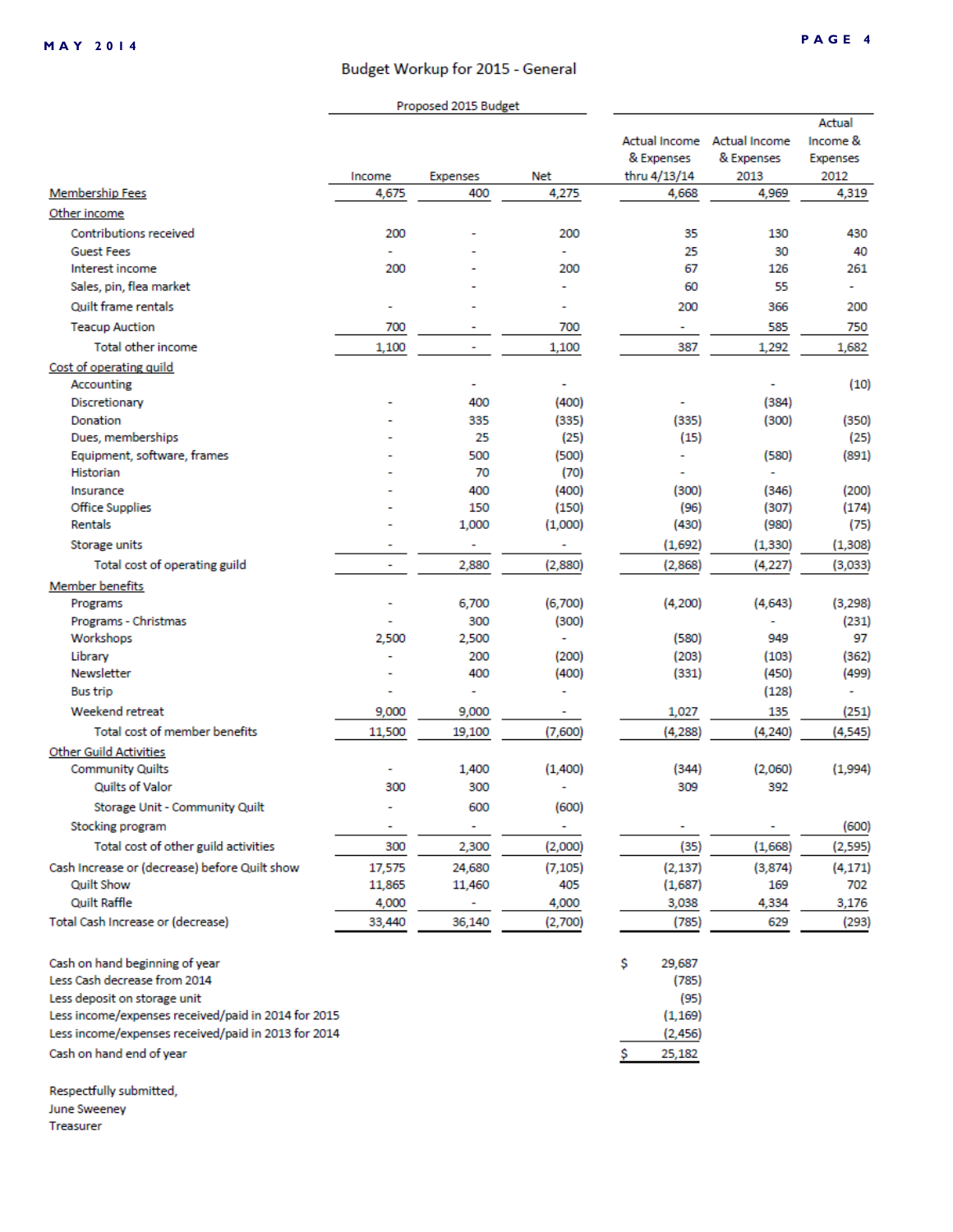## Budget Workup for 2015 - General

| | Proposed 2015 Budget | | | | | |
|---|---|---|---|---|---|---|
| | Income | Expenses | Net | Actual Income & Expenses thru 4/13/14 | Actual Income & Expenses 2013 | Actual Income & Expenses 2012 |
| Membership Fees | 4,675 | 400 | 4,275 | 4,668 | 4,969 | 4,319 |
| Other income | | | | | | |
| Contributions received | 200 | - | 200 | 35 | 130 | 430 |
| Guest Fees | - | - | - | 25 | 30 | 40 |
| Interest income | 200 | - | 200 | 67 | 126 | 261 |
| Sales, pin, flea market | | - | - | 60 | 55 | - |
| Quilt frame rentals | - | - | - | 200 | 366 | 200 |
| Teacup Auction | 700 | - | 700 | - | 585 | 750 |
| Total other income | 1,100 | - | 1,100 | 387 | 1,292 | 1,682 |
| Cost of operating guild | | | | | | |
| Accounting | | - | - | | - | (10) |
| Discretionary | - | 400 | (400) | - | (384) | |
| Donation | - | 335 | (335) | (335) | (300) | (350) |
| Dues, memberships | - | 25 | (25) | (15) | | (25) |
| Equipment, software, frames | - | 500 | (500) | - | (580) | (891) |
| Historian | - | 70 | (70) | - | - | |
| Insurance | - | 400 | (400) | (300) | (346) | (200) |
| Office Supplies | - | 150 | (150) | (96) | (307) | (174) |
| Rentals | - | 1,000 | (1,000) | (430) | (980) | (75) |
| Storage units | - | - | - | (1,692) | (1,330) | (1,308) |
| Total cost of operating guild | - | 2,880 | (2,880) | (2,868) | (4,227) | (3,033) |
| Member benefits | | | | | | |
| Programs | - | 6,700 | (6,700) | (4,200) | (4,643) | (3,298) |
| Programs - Christmas | - | 300 | (300) | | - | (231) |
| Workshops | 2,500 | 2,500 | - | (580) | 949 | 97 |
| Library | - | 200 | (200) | (203) | (103) | (362) |
| Newsletter | - | 400 | (400) | (331) | (450) | (499) |
| Bus trip | - | - | - | | (128) | - |
| Weekend retreat | 9,000 | 9,000 | - | 1,027 | 135 | (251) |
| Total cost of member benefits | 11,500 | 19,100 | (7,600) | (4,288) | (4,240) | (4,545) |
| Other Guild Activities | | | | | | |
| Community Quilts | - | 1,400 | (1,400) | (344) | (2,060) | (1,994) |
| Quilts of Valor | 300 | 300 | - | 309 | 392 | |
| Storage Unit - Community Quilt | - | 600 | (600) | | | |
| Stocking program | - | - | - | - | - | (600) |
| Total cost of other guild activities | 300 | 2,300 | (2,000) | (35) | (1,668) | (2,595) |
| Cash Increase or (decrease) before Quilt show | 17,575 | 24,680 | (7,105) | (2,137) | (3,874) | (4,171) |
| Quilt Show | 11,865 | 11,460 | 405 | (1,687) | 169 | 702 |
| Quilt Raffle | 4,000 | - | 4,000 | 3,038 | 4,334 | 3,176 |
| Total Cash Increase or (decrease) | 33,440 | 36,140 | (2,700) | (785) | 629 | (293) |

| | |
|---|---|
| Cash on hand beginning of year | $ 29,687 |
| Less Cash decrease from 2014 | (785) |
| Less deposit on storage unit | (95) |
| Less income/expenses received/paid in 2014 for 2015 | (1,169) |
| Less income/expenses received/paid in 2013 for 2014 | (2,456) |
| Cash on hand end of year | $ 25,182 |

Respectfully submitted,
June Sweeney
Treasurer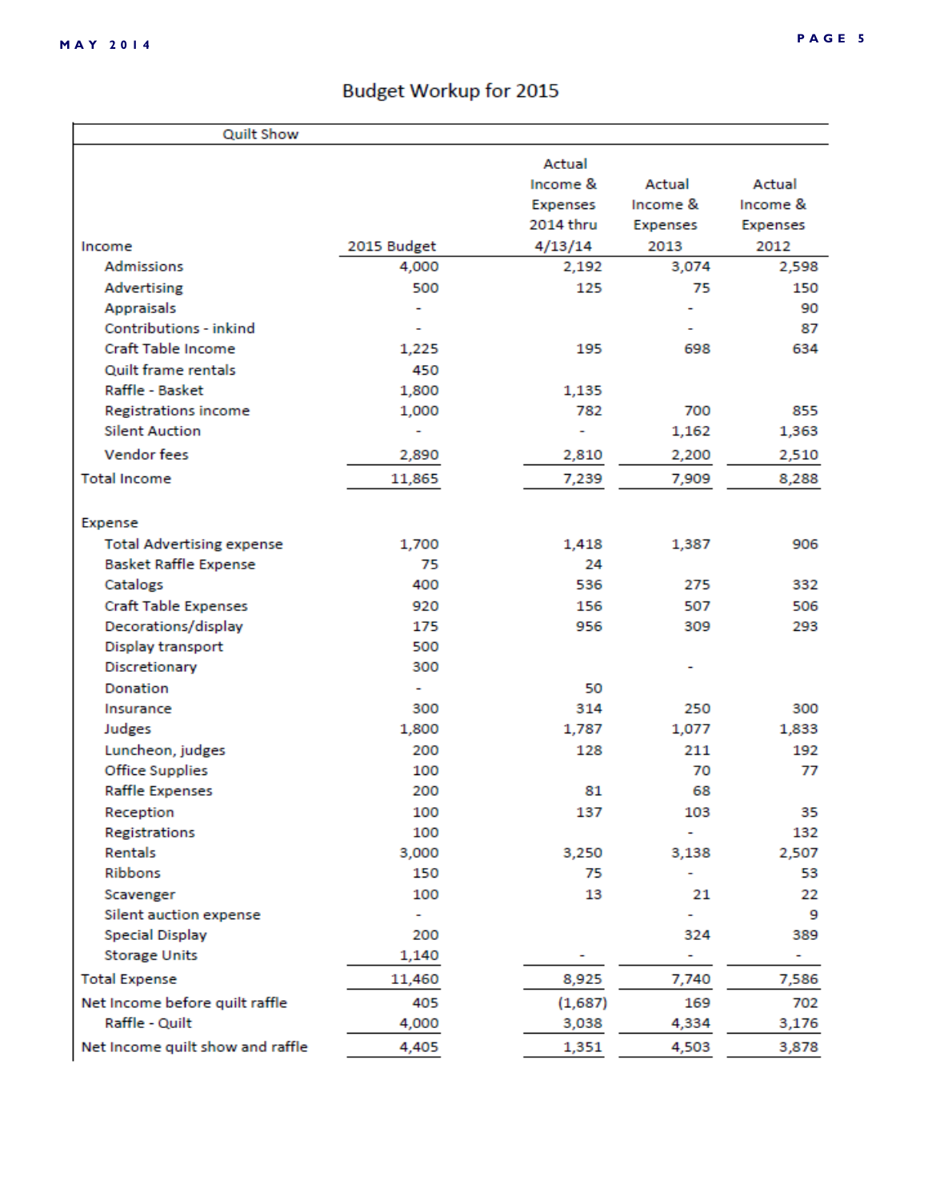# Budget Workup for 2015

| Quilt Show | | | | |
|---|---|---|---|---|
| Income | 2015 Budget | Actual Income & Expenses 2014 thru 4/13/14 | Actual Income & Expenses 2013 | Actual Income & Expenses 2012 |
| Admissions | 4,000 | 2,192 | 3,074 | 2,598 |
| Advertising | 500 | 125 | 75 | 150 |
| Appraisals | - | | - | 90 |
| Contributions - inkind | - | | - | 87 |
| Craft Table Income | 1,225 | 195 | 698 | 634 |
| Quilt frame rentals | 450 | | | |
| Raffle - Basket | 1,800 | 1,135 | | |
| Registrations income | 1,000 | 782 | 700 | 855 |
| Silent Auction | - | - | 1,162 | 1,363 |
| Vendor fees | 2,890 | 2,810 | 2,200 | 2,510 |
| Total Income | 11,865 | 7,239 | 7,909 | 8,288 |
| | | | | |
| Expense | | | | |
| Total Advertising expense | 1,700 | 1,418 | 1,387 | 906 |
| Basket Raffle Expense | 75 | 24 | | |
| Catalogs | 400 | 536 | 275 | 332 |
| Craft Table Expenses | 920 | 156 | 507 | 506 |
| Decorations/display | 175 | 956 | 309 | 293 |
| Display transport | 500 | | | |
| Discretionary | 300 | | - | |
| Donation | - | 50 | | |
| Insurance | 300 | 314 | 250 | 300 |
| Judges | 1,800 | 1,787 | 1,077 | 1,833 |
| Luncheon, judges | 200 | 128 | 211 | 192 |
| Office Supplies | 100 | | 70 | 77 |
| Raffle Expenses | 200 | 81 | 68 | |
| Reception | 100 | 137 | 103 | 35 |
| Registrations | 100 | | - | 132 |
| Rentals | 3,000 | 3,250 | 3,138 | 2,507 |
| Ribbons | 150 | 75 | - | 53 |
| Scavenger | 100 | 13 | 21 | 22 |
| Silent auction expense | - | | - | 9 |
| Special Display | 200 | | 324 | 389 |
| Storage Units | 1,140 | - | - | - |
| Total Expense | 11,460 | 8,925 | 7,740 | 7,586 |
| Net Income before quilt raffle | 405 | (1,687) | 169 | 702 |
| Raffle - Quilt | 4,000 | 3,038 | 4,334 | 3,176 |
| Net Income quilt show and raffle | 4,405 | 1,351 | 4,503 | 3,878 |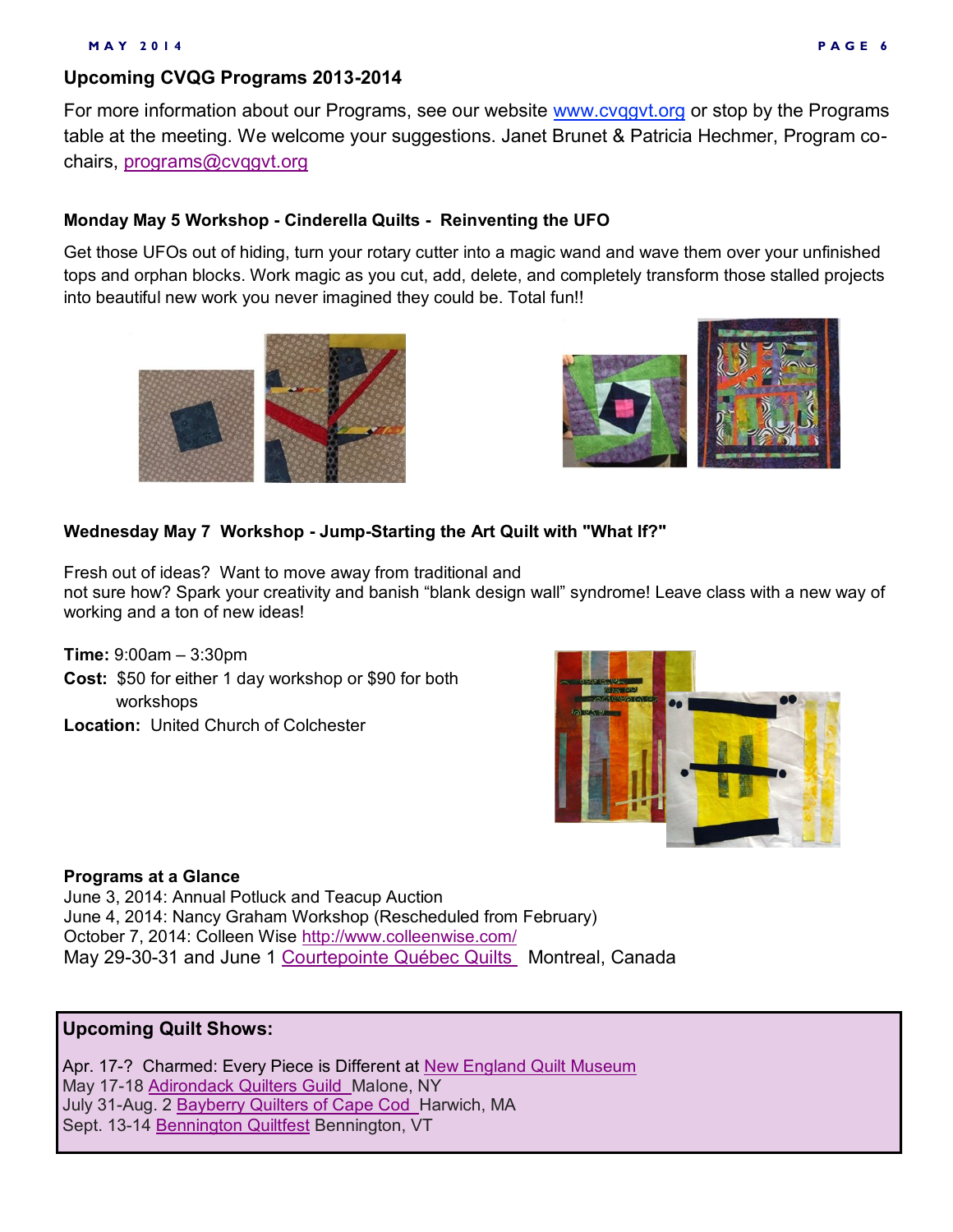## Upcoming CVQG Programs 2013-2014

For more information about our Programs, see our website www.cvqgvt.org or stop by the Programs table at the meeting. We welcome your suggestions. Janet Brunet & Patricia Hechmer, Program co-chairs, programs@cvqgvt.org

### Monday May 5 Workshop - Cinderella Quilts - Reinventing the UFO

Get those UFOs out of hiding, turn your rotary cutter into a magic wand and wave them over your unfinished tops and orphan blocks. Work magic as you cut, add, delete, and completely transform those stalled projects into beautiful new work you never imagined they could be. Total fun!!

### Wednesday May 7 Workshop - Jump-Starting the Art Quilt with "What If?"

Fresh out of ideas? Want to move away from traditional and not sure how? Spark your creativity and banish "blank design wall" syndrome! Leave class with a new way of working and a ton of new ideas!

**Time:** 9:00am – 3:30pm

**Cost:** $50 for either 1 day workshop or $90 for both workshops

**Location:** United Church of Colchester

**Programs at a Glance**

June 3, 2014: Annual Potluck and Teacup Auction
June 4, 2014: Nancy Graham Workshop (Rescheduled from February)
October 7, 2014: Colleen Wise http://www.colleenwise.com/
May 29-30-31 and June 1 Courtepointe Québec Quilts Montreal, Canada

**Upcoming Quilt Shows:**

Apr. 17-? Charmed: Every Piece is Different at New England Quilt Museum
May 17-18 Adirondack Quilters Guild Malone, NY
July 31-Aug. 2 Bayberry Quilters of Cape Cod Harwich, MA
Sept. 13-14 Bennington Quiltfest Bennington, VT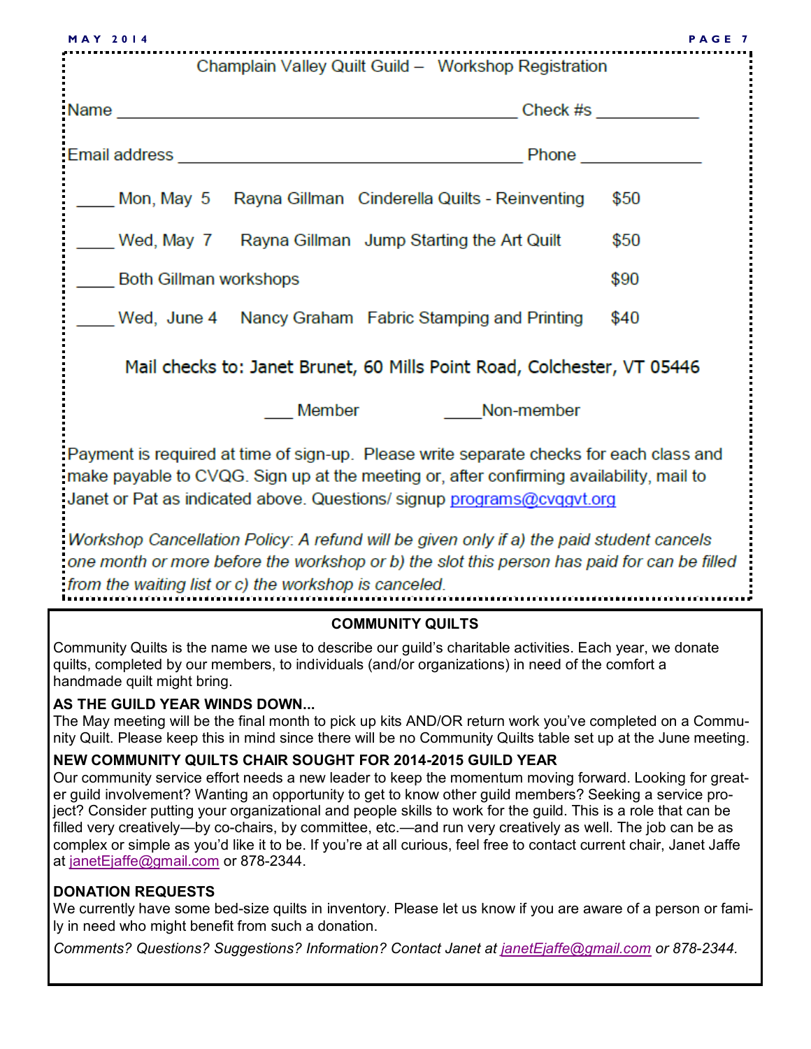## Champlain Valley Quilt Guild – Workshop Registration

Name ___________________________________________ Check #s ___________

Email address ______________________________________ Phone _____________

____ Mon, May 5 Rayna Gillman Cinderella Quilts - Reinventing $50

____ Wed, May 7 Rayna Gillman Jump Starting the Art Quilt $50

____ Both Gillman workshops $90

____ Wed, June 4 Nancy Graham Fabric Stamping and Printing $40

Mail checks to: Janet Brunet, 60 Mills Point Road, Colchester, VT 05446

___ Member ____Non-member

Payment is required at time of sign-up. Please write separate checks for each class and make payable to CVQG. Sign up at the meeting or, after confirming availability, mail to Janet or Pat as indicated above. Questions/ signup programs@cvqgvt.org

*Workshop Cancellation Policy: A refund will be given only if a) the paid student cancels one month or more before the workshop or b) the slot this person has paid for can be filled from the waiting list or c) the workshop is canceled.*

## COMMUNITY QUILTS

Community Quilts is the name we use to describe our guild's charitable activities. Each year, we donate quilts, completed by our members, to individuals (and/or organizations) in need of the comfort a handmade quilt might bring.

**AS THE GUILD YEAR WINDS DOWN...**

The May meeting will be the final month to pick up kits AND/OR return work you've completed on a Community Quilt. Please keep this in mind since there will be no Community Quilts table set up at the June meeting.

**NEW COMMUNITY QUILTS CHAIR SOUGHT FOR 2014-2015 GUILD YEAR**

Our community service effort needs a new leader to keep the momentum moving forward. Looking for greater guild involvement? Wanting an opportunity to get to know other guild members? Seeking a service project? Consider putting your organizational and people skills to work for the guild. This is a role that can be filled very creatively—by co-chairs, by committee, etc.—and run very creatively as well. The job can be as complex or simple as you'd like it to be. If you're at all curious, feel free to contact current chair, Janet Jaffe at janetEjaffe@gmail.com or 878-2344.

**DONATION REQUESTS**

We currently have some bed-size quilts in inventory. Please let us know if you are aware of a person or family in need who might benefit from such a donation.

*Comments? Questions? Suggestions? Information? Contact Janet at janetEjaffe@gmail.com or 878-2344.*